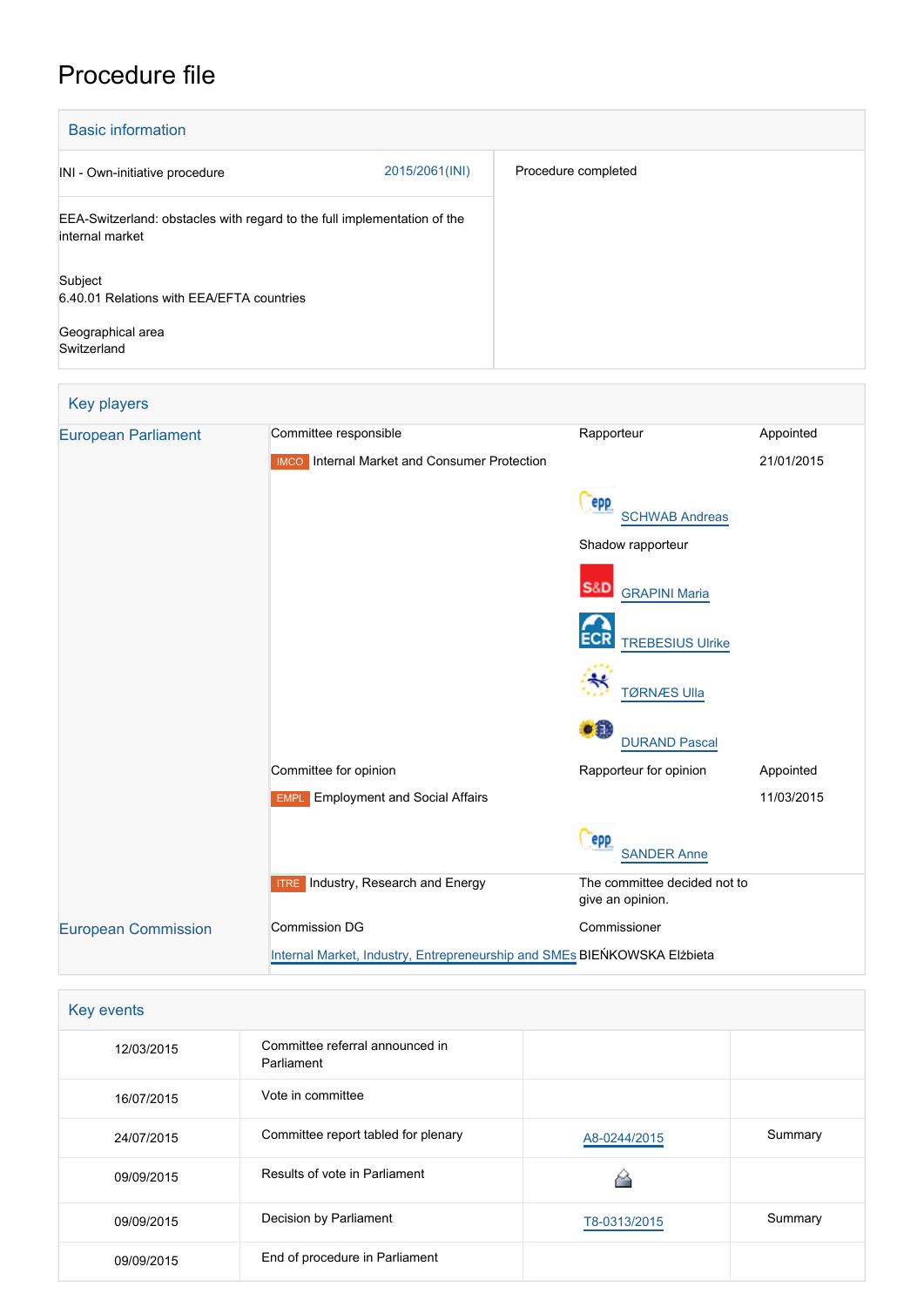# Procedure file

## Basic information

| | | |
|---|---|---|
| INI - Own-initiative procedure | 2015/2061(INI) | Procedure completed |
| EEA-Switzerland: obstacles with regard to the full implementation of the internal market<br><br>Subject<br>6.40.01 Relations with EEA/EFTA countries<br><br>Geographical area<br>Switzerland | | |

## Key players

| | | | |
|---|---|---|---|
| European Parliament | Committee responsible | Rapporteur | Appointed |
| | IMCO Internal Market and Consumer Protection | | 21/01/2015 |
| | | SCHWAB Andreas | |
| | | Shadow rapporteur | |
| | | GRAPINI Maria | |
| | | TREBESIUS Ulrike | |
| | | TØRNÆS Ulla | |
| | | DURAND Pascal | |
| | Committee for opinion | Rapporteur for opinion | Appointed |
| | EMPL Employment and Social Affairs | | 11/03/2015 |
| | | SANDER Anne | |
| | ITRE Industry, Research and Energy | The committee decided not to give an opinion. | |
| European Commission | Commission DG | Commissioner | |
| | Internal Market, Industry, Entrepreneurship and SMEs | BIEŃKOWSKA Elżbieta | |

## Key events

| | | | |
|---|---|---|---|
| 12/03/2015 | Committee referral announced in Parliament | | |
| 16/07/2015 | Vote in committee | | |
| 24/07/2015 | Committee report tabled for plenary | A8-0244/2015 | Summary |
| 09/09/2015 | Results of vote in Parliament | | |
| 09/09/2015 | Decision by Parliament | T8-0313/2015 | Summary |
| 09/09/2015 | End of procedure in Parliament | | |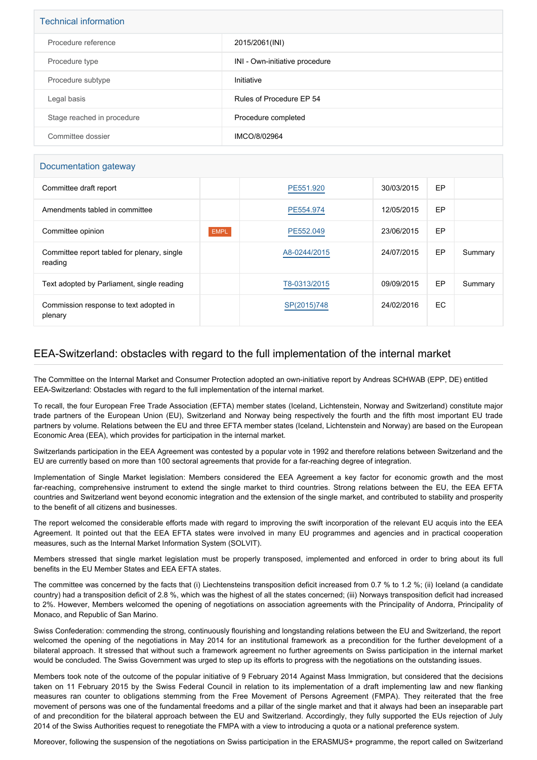## Technical information

| Procedure reference | 2015/2061(INI) |
| --- | --- |
| Procedure type | INI - Own-initiative procedure |
| Procedure subtype | Initiative |
| Legal basis | Rules of Procedure EP 54 |
| Stage reached in procedure | Procedure completed |
| Committee dossier | IMCO/8/02964 |

## Documentation gateway

| Document | Committee | Reference | Date | Source | Summary |
| --- | --- | --- | --- | --- | --- |
| Committee draft report | | PE551.920 | 30/03/2015 | EP | |
| Amendments tabled in committee | | PE554.974 | 12/05/2015 | EP | |
| Committee opinion | EMPL | PE552.049 | 23/06/2015 | EP | |
| Committee report tabled for plenary, single reading | | A8-0244/2015 | 24/07/2015 | EP | Summary |
| Text adopted by Parliament, single reading | | T8-0313/2015 | 09/09/2015 | EP | Summary |
| Commission response to text adopted in plenary | | SP(2015)748 | 24/02/2016 | EC | |

## EEA-Switzerland: obstacles with regard to the full implementation of the internal market

The Committee on the Internal Market and Consumer Protection adopted an own-initiative report by Andreas SCHWAB (EPP, DE) entitled EEA-Switzerland: Obstacles with regard to the full implementation of the internal market.

To recall, the four European Free Trade Association (EFTA) member states (Iceland, Lichtenstein, Norway and Switzerland) constitute major trade partners of the European Union (EU), Switzerland and Norway being respectively the fourth and the fifth most important EU trade partners by volume. Relations between the EU and three EFTA member states (Iceland, Lichtenstein and Norway) are based on the European Economic Area (EEA), which provides for participation in the internal market.

Switzerlands participation in the EEA Agreement was contested by a popular vote in 1992 and therefore relations between Switzerland and the EU are currently based on more than 100 sectoral agreements that provide for a far-reaching degree of integration.

Implementation of Single Market legislation: Members considered the EEA Agreement a key factor for economic growth and the most far-reaching, comprehensive instrument to extend the single market to third countries. Strong relations between the EU, the EEA EFTA countries and Switzerland went beyond economic integration and the extension of the single market, and contributed to stability and prosperity to the benefit of all citizens and businesses.

The report welcomed the considerable efforts made with regard to improving the swift incorporation of the relevant EU acquis into the EEA Agreement. It pointed out that the EEA EFTA states were involved in many EU programmes and agencies and in practical cooperation measures, such as the Internal Market Information System (SOLVIT).

Members stressed that single market legislation must be properly transposed, implemented and enforced in order to bring about its full benefits in the EU Member States and EEA EFTA states.

The committee was concerned by the facts that (i) Liechtensteins transposition deficit increased from 0.7 % to 1.2 %; (ii) Iceland (a candidate country) had a transposition deficit of 2.8 %, which was the highest of all the states concerned; (iii) Norways transposition deficit had increased to 2%. However, Members welcomed the opening of negotiations on association agreements with the Principality of Andorra, Principality of Monaco, and Republic of San Marino.

Swiss Confederation: commending the strong, continuously flourishing and longstanding relations between the EU and Switzerland, the report welcomed the opening of the negotiations in May 2014 for an institutional framework as a precondition for the further development of a bilateral approach. It stressed that without such a framework agreement no further agreements on Swiss participation in the internal market would be concluded. The Swiss Government was urged to step up its efforts to progress with the negotiations on the outstanding issues.

Members took note of the outcome of the popular initiative of 9 February 2014 Against Mass Immigration, but considered that the decisions taken on 11 February 2015 by the Swiss Federal Council in relation to its implementation of a draft implementing law and new flanking measures ran counter to obligations stemming from the Free Movement of Persons Agreement (FMPA). They reiterated that the free movement of persons was one of the fundamental freedoms and a pillar of the single market and that it always had been an inseparable part of and precondition for the bilateral approach between the EU and Switzerland. Accordingly, they fully supported the EUs rejection of July 2014 of the Swiss Authorities request to renegotiate the FMPA with a view to introducing a quota or a national preference system.

Moreover, following the suspension of the negotiations on Swiss participation in the ERASMUS+ programme, the report called on Switzerland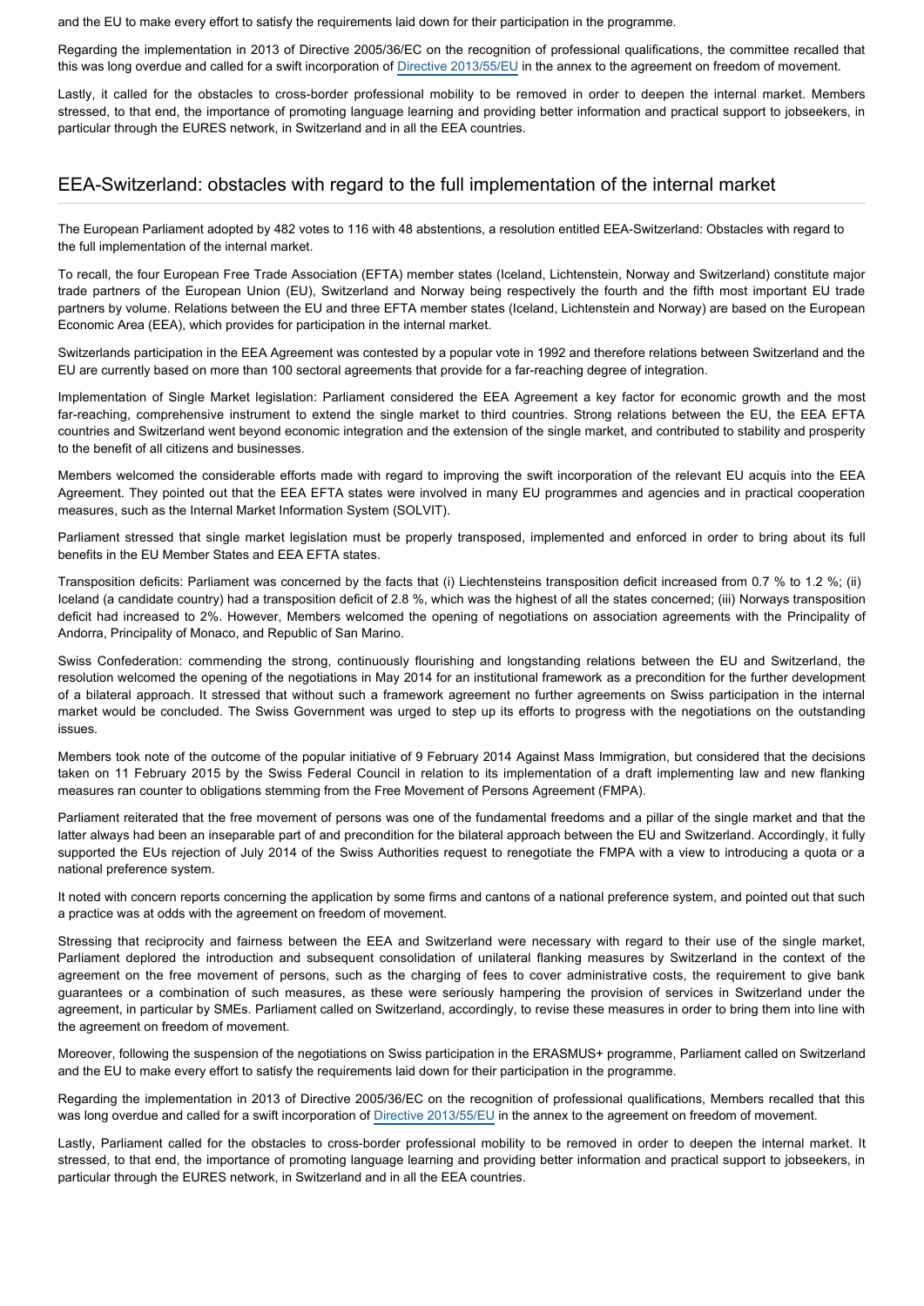and the EU to make every effort to satisfy the requirements laid down for their participation in the programme.

Regarding the implementation in 2013 of Directive 2005/36/EC on the recognition of professional qualifications, the committee recalled that this was long overdue and called for a swift incorporation of Directive 2013/55/EU in the annex to the agreement on freedom of movement.

Lastly, it called for the obstacles to cross-border professional mobility to be removed in order to deepen the internal market. Members stressed, to that end, the importance of promoting language learning and providing better information and practical support to jobseekers, in particular through the EURES network, in Switzerland and in all the EEA countries.

## EEA-Switzerland: obstacles with regard to the full implementation of the internal market

The European Parliament adopted by 482 votes to 116 with 48 abstentions, a resolution entitled EEA-Switzerland: Obstacles with regard to the full implementation of the internal market.

To recall, the four European Free Trade Association (EFTA) member states (Iceland, Lichtenstein, Norway and Switzerland) constitute major trade partners of the European Union (EU), Switzerland and Norway being respectively the fourth and the fifth most important EU trade partners by volume. Relations between the EU and three EFTA member states (Iceland, Lichtenstein and Norway) are based on the European Economic Area (EEA), which provides for participation in the internal market.

Switzerlands participation in the EEA Agreement was contested by a popular vote in 1992 and therefore relations between Switzerland and the EU are currently based on more than 100 sectoral agreements that provide for a far-reaching degree of integration.

Implementation of Single Market legislation: Parliament considered the EEA Agreement a key factor for economic growth and the most far-reaching, comprehensive instrument to extend the single market to third countries. Strong relations between the EU, the EEA EFTA countries and Switzerland went beyond economic integration and the extension of the single market, and contributed to stability and prosperity to the benefit of all citizens and businesses.

Members welcomed the considerable efforts made with regard to improving the swift incorporation of the relevant EU acquis into the EEA Agreement. They pointed out that the EEA EFTA states were involved in many EU programmes and agencies and in practical cooperation measures, such as the Internal Market Information System (SOLVIT).

Parliament stressed that single market legislation must be properly transposed, implemented and enforced in order to bring about its full benefits in the EU Member States and EEA EFTA states.

Transposition deficits: Parliament was concerned by the facts that (i) Liechtensteins transposition deficit increased from 0.7 % to 1.2 %; (ii) Iceland (a candidate country) had a transposition deficit of 2.8 %, which was the highest of all the states concerned; (iii) Norways transposition deficit had increased to 2%. However, Members welcomed the opening of negotiations on association agreements with the Principality of Andorra, Principality of Monaco, and Republic of San Marino.

Swiss Confederation: commending the strong, continuously flourishing and longstanding relations between the EU and Switzerland, the resolution welcomed the opening of the negotiations in May 2014 for an institutional framework as a precondition for the further development of a bilateral approach. It stressed that without such a framework agreement no further agreements on Swiss participation in the internal market would be concluded. The Swiss Government was urged to step up its efforts to progress with the negotiations on the outstanding issues.

Members took note of the outcome of the popular initiative of 9 February 2014 Against Mass Immigration, but considered that the decisions taken on 11 February 2015 by the Swiss Federal Council in relation to its implementation of a draft implementing law and new flanking measures ran counter to obligations stemming from the Free Movement of Persons Agreement (FMPA).

Parliament reiterated that the free movement of persons was one of the fundamental freedoms and a pillar of the single market and that the latter always had been an inseparable part of and precondition for the bilateral approach between the EU and Switzerland. Accordingly, it fully supported the EUs rejection of July 2014 of the Swiss Authorities request to renegotiate the FMPA with a view to introducing a quota or a national preference system.

It noted with concern reports concerning the application by some firms and cantons of a national preference system, and pointed out that such a practice was at odds with the agreement on freedom of movement.

Stressing that reciprocity and fairness between the EEA and Switzerland were necessary with regard to their use of the single market, Parliament deplored the introduction and subsequent consolidation of unilateral flanking measures by Switzerland in the context of the agreement on the free movement of persons, such as the charging of fees to cover administrative costs, the requirement to give bank guarantees or a combination of such measures, as these were seriously hampering the provision of services in Switzerland under the agreement, in particular by SMEs. Parliament called on Switzerland, accordingly, to revise these measures in order to bring them into line with the agreement on freedom of movement.

Moreover, following the suspension of the negotiations on Swiss participation in the ERASMUS+ programme, Parliament called on Switzerland and the EU to make every effort to satisfy the requirements laid down for their participation in the programme.

Regarding the implementation in 2013 of Directive 2005/36/EC on the recognition of professional qualifications, Members recalled that this was long overdue and called for a swift incorporation of Directive 2013/55/EU in the annex to the agreement on freedom of movement.

Lastly, Parliament called for the obstacles to cross-border professional mobility to be removed in order to deepen the internal market. It stressed, to that end, the importance of promoting language learning and providing better information and practical support to jobseekers, in particular through the EURES network, in Switzerland and in all the EEA countries.